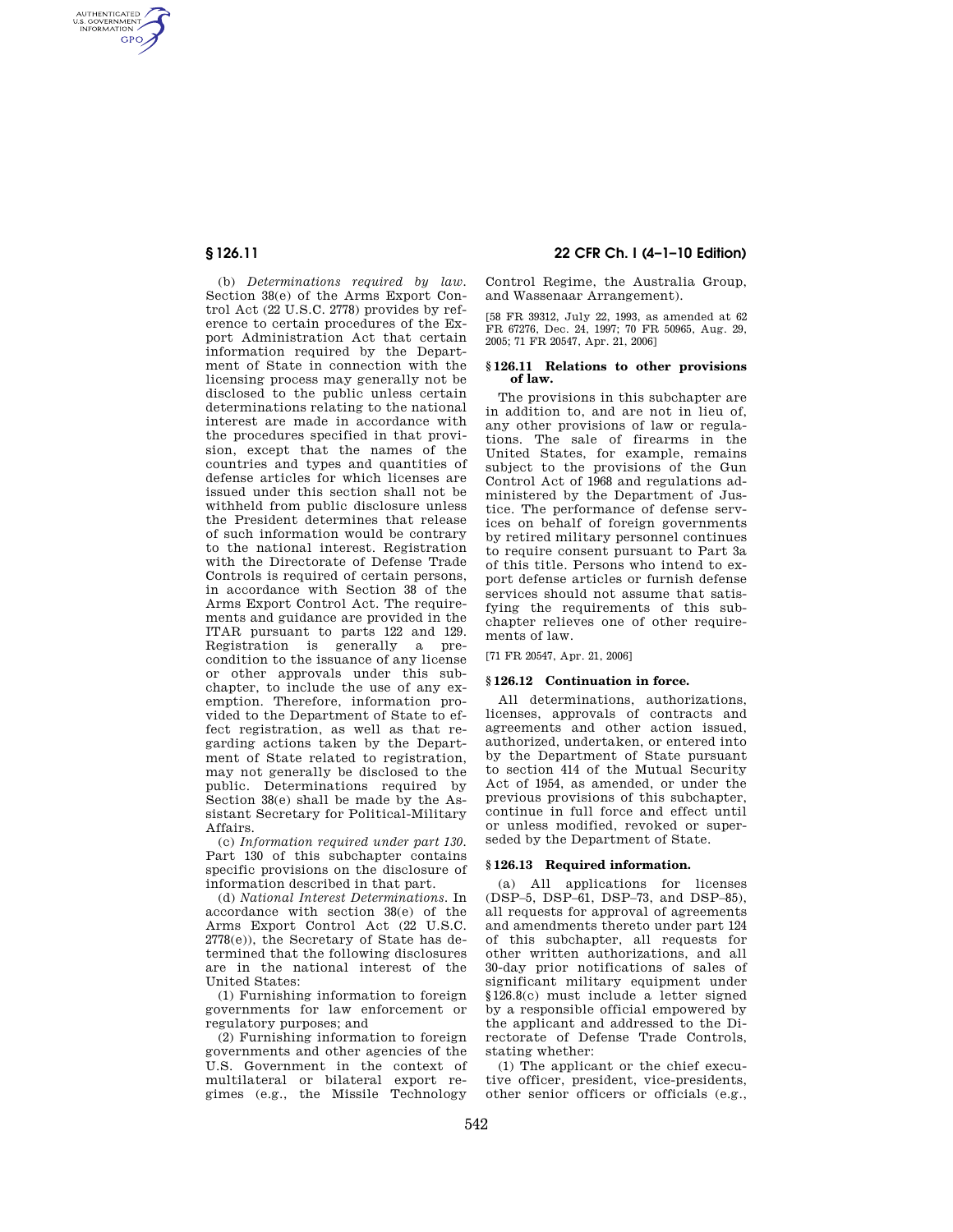(b) *Determinations required by law.* Section 38(e) of the Arms Export Control Act (22 U.S.C. 2778) provides by reference to certain procedures of the Export Administration Act that certain information required by the Department of State in connection with the licensing process may generally not be disclosed to the public unless certain determinations relating to the national interest are made in accordance with the procedures specified in that provision, except that the names of the countries and types and quantities of defense articles for which licenses are issued under this section shall not be withheld from public disclosure unless the President determines that release of such information would be contrary to the national interest. Registration with the Directorate of Defense Trade Controls is required of certain persons, in accordance with Section 38 of the Arms Export Control Act. The requirements and guidance are provided in the ITAR pursuant to parts 122 and 129. Registration is generally a precondition to the issuance of any license or other approvals under this subchapter, to include the use of any exemption. Therefore, information provided to the Department of State to effect registration, as well as that regarding actions taken by the Department of State related to registration, may not generally be disclosed to the public. Determinations required by Section 38(e) shall be made by the Assistant Secretary for Political-Military Affairs.

(c) *Information required under part 130.* Part 130 of this subchapter contains specific provisions on the disclosure of information described in that part.

(d) *National Interest Determinations.* In accordance with section 38(e) of the Arms Export Control Act (22 U.S.C. 2778(e)), the Secretary of State has determined that the following disclosures are in the national interest of the United States:

(1) Furnishing information to foreign governments for law enforcement or regulatory purposes; and

(2) Furnishing information to foreign governments and other agencies of the U.S. Government in the context of multilateral or bilateral export regimes (e.g., the Missile Technology Control Regime, the Australia Group, and Wassenaar Arrangement).

[58 FR 39312, July 22, 1993, as amended at 62 FR 67276, Dec. 24, 1997; 70 FR 50965, Aug. 29, 2005; 71 FR 20547, Apr. 21, 2006]

## § 126.11 Relations to other provisions of law.

The provisions in this subchapter are in addition to, and are not in lieu of, any other provisions of law or regulations. The sale of firearms in the United States, for example, remains subject to the provisions of the Gun Control Act of 1968 and regulations administered by the Department of Justice. The performance of defense services on behalf of foreign governments by retired military personnel continues to require consent pursuant to Part 3a of this title. Persons who intend to export defense articles or furnish defense services should not assume that satisfying the requirements of this subchapter relieves one of other requirements of law.

[71 FR 20547, Apr. 21, 2006]

## § 126.12 Continuation in force.

All determinations, authorizations, licenses, approvals of contracts and agreements and other action issued, authorized, undertaken, or entered into by the Department of State pursuant to section 414 of the Mutual Security Act of 1954, as amended, or under the previous provisions of this subchapter, continue in full force and effect until or unless modified, revoked or superseded by the Department of State.

## § 126.13 Required information.

(a) All applications for licenses (DSP–5, DSP–61, DSP–73, and DSP–85), all requests for approval of agreements and amendments thereto under part 124 of this subchapter, all requests for other written authorizations, and all 30-day prior notifications of sales of significant military equipment under §126.8(c) must include a letter signed by a responsible official empowered by the applicant and addressed to the Directorate of Defense Trade Controls, stating whether:

(1) The applicant or the chief executive officer, president, vice-presidents, other senior officers or officials (e.g.,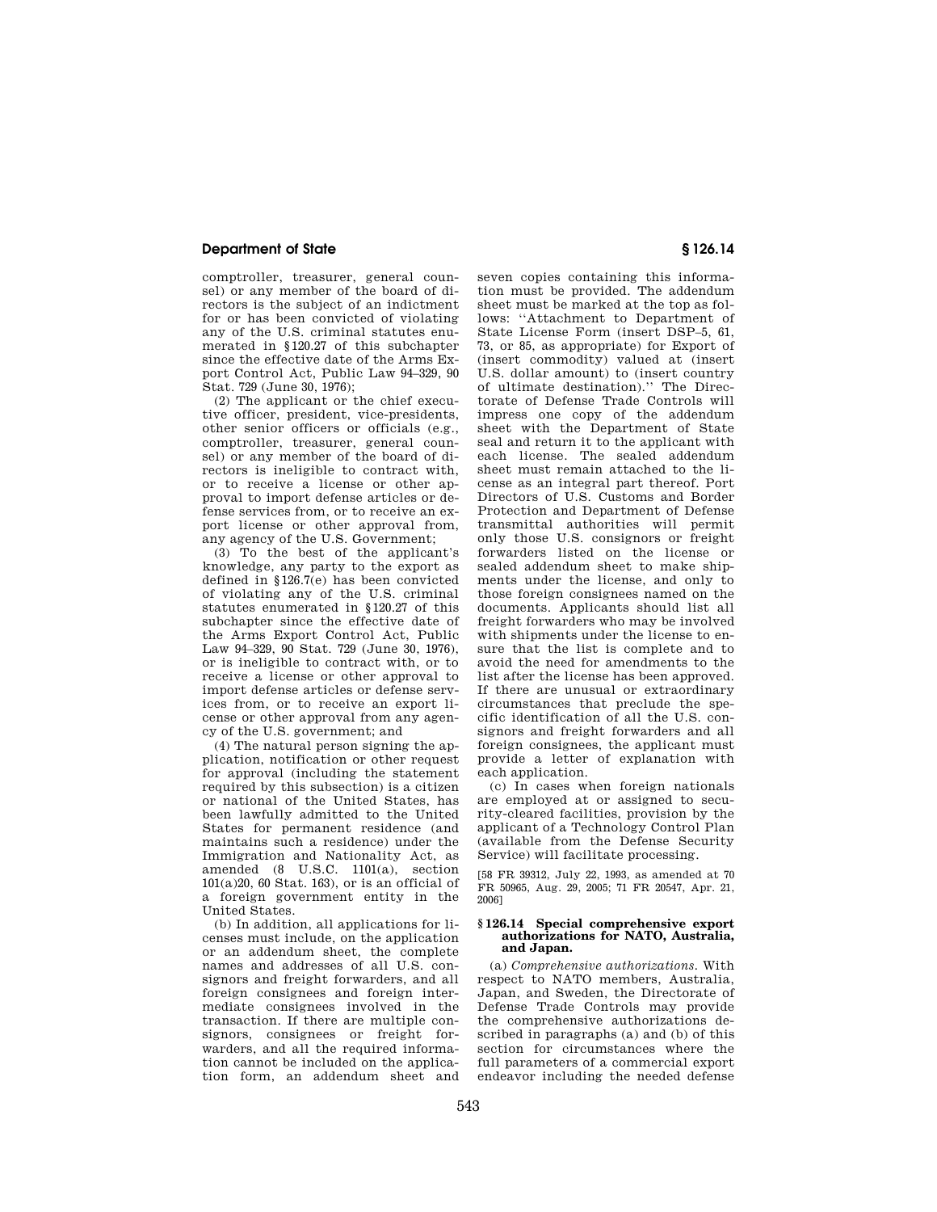comptroller, treasurer, general counsel) or any member of the board of directors is the subject of an indictment for or has been convicted of violating any of the U.S. criminal statutes enumerated in §120.27 of this subchapter since the effective date of the Arms Export Control Act, Public Law 94–329, 90 Stat. 729 (June 30, 1976);

(2) The applicant or the chief executive officer, president, vice-presidents, other senior officers or officials (e.g., comptroller, treasurer, general counsel) or any member of the board of directors is ineligible to contract with, or to receive a license or other approval to import defense articles or defense services from, or to receive an export license or other approval from, any agency of the U.S. Government;

(3) To the best of the applicant's knowledge, any party to the export as defined in §126.7(e) has been convicted of violating any of the U.S. criminal statutes enumerated in §120.27 of this subchapter since the effective date of the Arms Export Control Act, Public Law 94–329, 90 Stat. 729 (June 30, 1976), or is ineligible to contract with, or to receive a license or other approval to import defense articles or defense services from, or to receive an export license or other approval from any agency of the U.S. government; and

(4) The natural person signing the application, notification or other request for approval (including the statement required by this subsection) is a citizen or national of the United States, has been lawfully admitted to the United States for permanent residence (and maintains such a residence) under the Immigration and Nationality Act, as amended (8 U.S.C. 1101(a), section 101(a)20, 60 Stat. 163), or is an official of a foreign government entity in the United States.

(b) In addition, all applications for licenses must include, on the application or an addendum sheet, the complete names and addresses of all U.S. consignors and freight forwarders, and all foreign consignees and foreign intermediate consignees involved in the transaction. If there are multiple consignors, consignees or freight forwarders, and all the required information cannot be included on the application form, an addendum sheet and seven copies containing this information must be provided. The addendum sheet must be marked at the top as follows: "Attachment to Department of State License Form (insert DSP–5, 61, 73, or 85, as appropriate) for Export of (insert commodity) valued at (insert U.S. dollar amount) to (insert country of ultimate destination)." The Directorate of Defense Trade Controls will impress one copy of the addendum sheet with the Department of State seal and return it to the applicant with each license. The sealed addendum sheet must remain attached to the license as an integral part thereof. Port Directors of U.S. Customs and Border Protection and Department of Defense transmittal authorities will permit only those U.S. consignors or freight forwarders listed on the license or sealed addendum sheet to make shipments under the license, and only to those foreign consignees named on the documents. Applicants should list all freight forwarders who may be involved with shipments under the license to ensure that the list is complete and to avoid the need for amendments to the list after the license has been approved. If there are unusual or extraordinary circumstances that preclude the specific identification of all the U.S. consignors and freight forwarders and all foreign consignees, the applicant must provide a letter of explanation with each application.

(c) In cases when foreign nationals are employed at or assigned to security-cleared facilities, provision by the applicant of a Technology Control Plan (available from the Defense Security Service) will facilitate processing.

[58 FR 39312, July 22, 1993, as amended at 70 FR 50965, Aug. 29, 2005; 71 FR 20547, Apr. 21, 2006]

### §126.14 Special comprehensive export authorizations for NATO, Australia, and Japan.

(a) *Comprehensive authorizations.* With respect to NATO members, Australia, Japan, and Sweden, the Directorate of Defense Trade Controls may provide the comprehensive authorizations described in paragraphs (a) and (b) of this section for circumstances where the full parameters of a commercial export endeavor including the needed defense